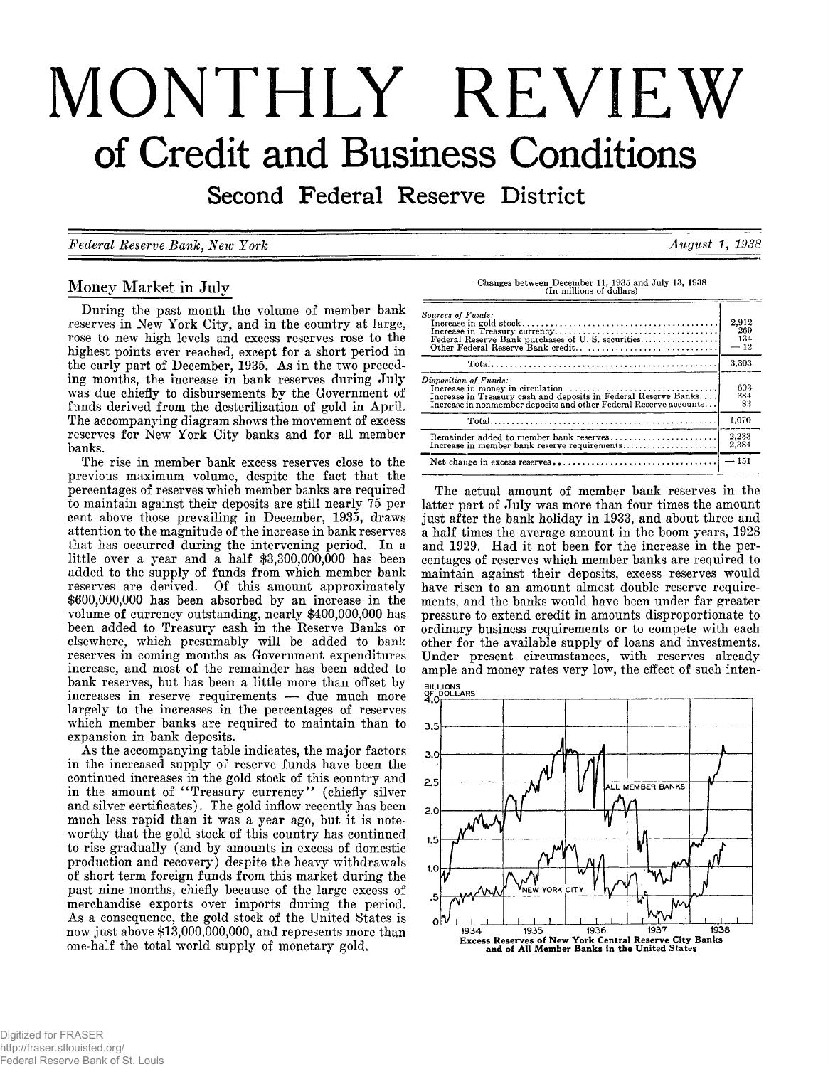# MONTHLY REVIEW

## of Credit and Business Conditions

### Second Federal Reserve District

*Federal Reserve Bank, New York* *August 1, 1938*

## Money Market in July

During the past month the volume of member bank reserves in New York City, and in the country at large, rose to new high levels and excess reserves rose to the highest points ever reached, except for a short period in the early part of December, 1935. As in the two preceding months, the increase in bank reserves during July was due chiefly to disbursements by the Government of funds derived from the desterilization of gold in April. The accompanying diagram shows the movement of excess reserves for New York City banks and for all member banks.

The rise in member bank excess reserves close to the previous maximum volume, despite the fact that the percentages of reserves which member banks are required to maintain against their deposits are still nearly 75 per cent above those prevailing in December, 1935, draws attention to the magnitude of the increase in bank reserves that has occurred during the intervening period. In a little over a year and a half $3,300,000,000 has been added to the supply of funds from which member bank reserves are derived. Of this amount approximately $600,000,000 has been absorbed by an increase in the volume of currency outstanding, nearly $400,000,000 has been added to Treasury cash in the Reserve Banks or elsewhere, which presumably will be added to bank reserves in coming months as Government expenditures increase, and most of the remainder has been added to bank reserves, but has been a little more than offset by increases in reserve requirements — due much more largely to the increases in the percentages of reserves which member banks are required to maintain than to expansion in bank deposits.

As the accompanying table indicates, the major factors in the increased supply of reserve funds have been the continued increases in the gold stock of this country and in the amount of "Treasury currency" (chiefly silver and silver certificates). The gold inflow recently has been much less rapid than it was a year ago, but it is noteworthy that the gold stock of this country has continued to rise gradually (and by amounts in excess of domestic production and recovery) despite the heavy withdrawals of short term foreign funds from this market during the past nine months, chiefly because of the large excess of merchandise exports over imports during the period. As a consequence, the gold stock of the United States is now just above $13,000,000,000, and represents more than one-half the total world supply of monetary gold.

Changes between December 11, 1935 and July 13, 1938
(In millions of dollars)

| | |
|---|---|
| *Sources of Funds:* | |
| Increase in gold stock | 2,912 |
| Increase in Treasury currency | 269 |
| Federal Reserve Bank purchases of U. S. securities | 134 |
| Other Federal Reserve Bank credit | —12 |
| Total | 3,303 |
| *Disposition of Funds:* | |
| Increase in money in circulation | 603 |
| Increase in Treasury cash and deposits in Federal Reserve Banks | 384 |
| Increase in nonmember deposits and other Federal Reserve accounts | 83 |
| Total | 1,070 |
| Remainder added to member bank reserves | 2,233 |
| Increase in member bank reserve requirements | 2,384 |
| Net change in excess reserves | —151 |

The actual amount of member bank reserves in the latter part of July was more than four times the amount just after the bank holiday in 1933, and about three and a half times the average amount in the boom years, 1928 and 1929. Had it not been for the increase in the percentages of reserves which member banks are required to maintain against their deposits, excess reserves would have risen to an amount almost double reserve requirements, and the banks would have been under far greater pressure to extend credit in amounts disproportionate to ordinary business requirements or to compete with each other for the available supply of loans and investments. Under present circumstances, with reserves already ample and money rates very low, the effect of such inten-

BILLIONS OF DOLLARS
4.0
3.5
3.0
2.5
2.0
1.5
1.0
.5
0
ALL MEMBER BANKS
NEW YORK CITY
1934 1935 1936 1937 1938

Excess Reserves of New York Central Reserve City Banks and of All Member Banks in the United States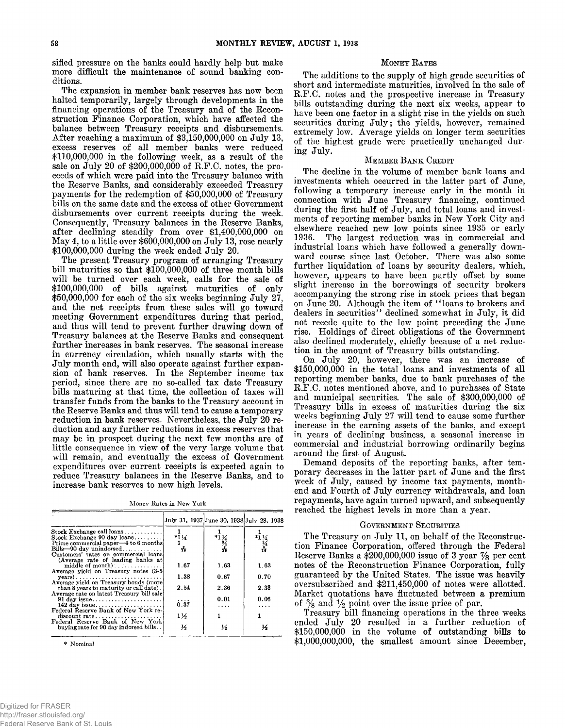sified pressure on the banks could hardly help but make more difficult the maintenance of sound banking conditions.

The expansion in member bank reserves has now been halted temporarily, largely through developments in the financing operations of the Treasury and of the Reconstruction Finance Corporation, which have affected the balance between Treasury receipts and disbursements. After reaching a maximum of $3,150,000,000 on July 13, excess reserves of all member banks were reduced $110,000,000 in the following week, as a result of the sale on July 20 of $200,000,000 of R.F.C. notes, the proceeds of which were paid into the Treasury balance with the Reserve Banks, and considerably exceeded Treasury payments for the redemption of $50,000,000 of Treasury bills on the same date and the excess of other Government disbursements over current receipts during the week. Consequently, Treasury balances in the Reserve Banks, after declining steadily from over $1,400,000,000 on May 4, to a little over $600,000,000 on July 13, rose nearly $100,000,000 during the week ended July 20.

The present Treasury program of arranging Treasury bill maturities so that $100,000,000 of three month bills will be turned over each week, calls for the sale of $100,000,000 of bills against maturities of only $50,000,000 for each of the six weeks beginning July 27, and the net receipts from these sales will go toward meeting Government expenditures during that period, and thus will tend to prevent further drawing down of Treasury balances at the Reserve Banks and consequent further increases in bank reserves. The seasonal increase in currency circulation, which usually starts with the July month end, will also operate against further expansion of bank reserves. In the September income tax period, since there are no so-called tax date Treasury bills maturing at that time, the collection of taxes will transfer funds from the banks to the Treasury account in the Reserve Banks and thus will tend to cause a temporary reduction in bank reserves. Nevertheless, the July 20 reduction and any further reductions in excess reserves that may be in prospect during the next few months are of little consequence in view of the very large volume that will remain, and eventually the excess of Government expenditures over current receipts is expected again to reduce Treasury balances in the Reserve Banks, and to increase bank reserves to new high levels.

Money Rates in New York

| | July 31, 1937 | June 30, 1938 | July 28, 1938 |
|---|---|---|---|
| Stock Exchange call loans | 1 | 1 | 1 |
| Stock Exchange 90 day loans | *1¼ | *1¼ | *1¼ |
| Prime commercial paper—4 to 6 months | 1 | ¾ | ¾ |
| Bills—90 day unindorsed | 7/16 | 7/16 | 7/16 |
| Customers' rates on commercial loans (Average rate of leading banks at middle of month) | 1.67 | 1.63 | 1.63 |
| Average yield on Treasury notes (3-5 years) | 1.38 | 0.67 | 0.70 |
| Average yield on Treasury bonds (more than 8 years to maturity or call date) | 2.54 | 2.36 | 2.33 |
| Average rate on latest Treasury bill sale | | | |
| 91 day issue | .... | 0.01 | 0.06 |
| 142 day issue | 0.37 | .... | .... |
| Federal Reserve Bank of New York rediscount rate | 1½ | 1 | 1 |
| Federal Reserve Bank of New York buying rate for 90 day indorsed bills | ½ | ½ | ½ |

\* Nominal

## Money Rates

The additions to the supply of high grade securities of short and intermediate maturities, involved in the sale of R.F.C. notes and the prospective increase in Treasury bills outstanding during the next six weeks, appear to have been one factor in a slight rise in the yields on such securities during July; the yields, however, remained extremely low. Average yields on longer term securities of the highest grade were practically unchanged during July.

## Member Bank Credit

The decline in the volume of member bank loans and investments which occurred in the latter part of June, following a temporary increase early in the month in connection with June Treasury financing, continued during the first half of July, and total loans and investments of reporting member banks in New York City and elsewhere reached new low points since 1935 or early 1936. The largest reduction was in commercial and industrial loans which have followed a generally downward course since last October. There was also some further liquidation of loans by security dealers, which, however, appears to have been partly offset by some slight increase in the borrowings of security brokers accompanying the strong rise in stock prices that began on June 20. Although the item of "loans to brokers and dealers in securities" declined somewhat in July, it did not recede quite to the low point preceding the June rise. Holdings of direct obligations of the Government also declined moderately, chiefly because of a net reduction in the amount of Treasury bills outstanding.

On July 20, however, there was an increase of $150,000,000 in the total loans and investments of all reporting member banks, due to bank purchases of the R.F.C. notes mentioned above, and to purchases of State and municipal securities. The sale of $300,000,000 of Treasury bills in excess of maturities during the six weeks beginning July 27 will tend to cause some further increase in the earning assets of the banks, and except in years of declining business, a seasonal increase in commercial and industrial borrowing ordinarily begins around the first of August.

Demand deposits of the reporting banks, after temporary decreases in the latter part of June and the first week of July, caused by income tax payments, month-end and Fourth of July currency withdrawals, and loan repayments, have again turned upward, and subsequently reached the highest levels in more than a year.

## Government Securities

The Treasury on July 11, on behalf of the Reconstruction Finance Corporation, offered through the Federal Reserve Banks a $200,000,000 issue of 3 year ⅞ per cent notes of the Reconstruction Finance Corporation, fully guaranteed by the United States. The issue was heavily oversubscribed and $211,450,000 of notes were allotted. Market quotations have fluctuated between a premium of ⅜ and ½ point over the issue price of par.

Treasury bill financing operations in the three weeks ended July 20 resulted in a further reduction of $150,000,000 in the volume of outstanding bills to $1,000,000,000, the smallest amount since December,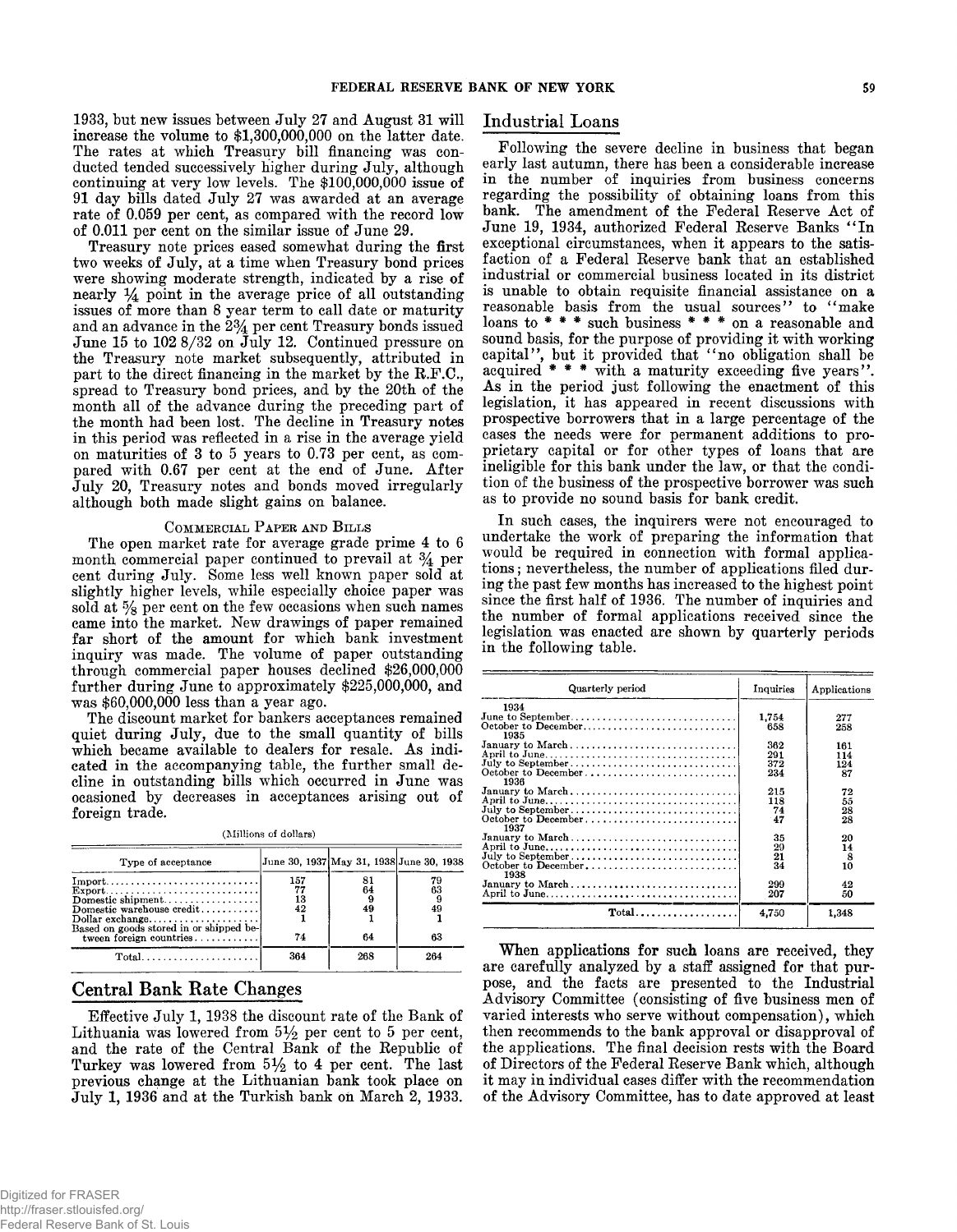1933, but new issues between July 27 and August 31 will increase the volume to $1,300,000,000 on the latter date. The rates at which Treasury bill financing was conducted tended successively higher during July, although continuing at very low levels. The $100,000,000 issue of 91 day bills dated July 27 was awarded at an average rate of 0.059 per cent, as compared with the record low of 0.011 per cent on the similar issue of June 29.

Treasury note prices eased somewhat during the first two weeks of July, at a time when Treasury bond prices were showing moderate strength, indicated by a rise of nearly ¼ point in the average price of all outstanding issues of more than 8 year term to call date or maturity and an advance in the 2¾ per cent Treasury bonds issued June 15 to 102 8/32 on July 12. Continued pressure on the Treasury note market subsequently, attributed in part to the direct financing in the market by the R.F.C., spread to Treasury bond prices, and by the 20th of the month all of the advance during the preceding part of the month had been lost. The decline in Treasury notes in this period was reflected in a rise in the average yield on maturities of 3 to 5 years to 0.73 per cent, as compared with 0.67 per cent at the end of June. After July 20, Treasury notes and bonds moved irregularly although both made slight gains on balance.

### Commercial Paper and Bills

The open market rate for average grade prime 4 to 6 month commercial paper continued to prevail at ¾ per cent during July. Some less well known paper sold at slightly higher levels, while especially choice paper was sold at ⅝ per cent on the few occasions when such names came into the market. New drawings of paper remained far short of the amount for which bank investment inquiry was made. The volume of paper outstanding through commercial paper houses declined $26,000,000 further during June to approximately $225,000,000, and was $60,000,000 less than a year ago.

The discount market for bankers acceptances remained quiet during July, due to the small quantity of bills which became available to dealers for resale. As indicated in the accompanying table, the further small decline in outstanding bills which occurred in June was occasioned by decreases in acceptances arising out of foreign trade.

(Millions of dollars)

| Type of acceptance | June 30, 1937 | May 31, 1938 | June 30, 1938 |
|---|---|---|---|
| Import | 157 | 81 | 79 |
| Export | 77 | 64 | 63 |
| Domestic shipment | 13 | 9 | 9 |
| Domestic warehouse credit | 42 | 49 | 49 |
| Dollar exchange | 1 | 1 | 1 |
| Based on goods stored in or shipped between foreign countries | 74 | 64 | 63 |
| Total | 364 | 268 | 264 |

## Central Bank Rate Changes

Effective July 1, 1938 the discount rate of the Bank of Lithuania was lowered from 5½ per cent to 5 per cent, and the rate of the Central Bank of the Republic of Turkey was lowered from 5½ to 4 per cent. The last previous change at the Lithuanian bank took place on July 1, 1936 and at the Turkish bank on March 2, 1933.

## Industrial Loans

Following the severe decline in business that began early last autumn, there has been a considerable increase in the number of inquiries from business concerns regarding the possibility of obtaining loans from this bank. The amendment of the Federal Reserve Act of June 19, 1934, authorized Federal Reserve Banks "In exceptional circumstances, when it appears to the satisfaction of a Federal Reserve bank that an established industrial or commercial business located in its district is unable to obtain requisite financial assistance on a reasonable basis from the usual sources" to "make loans to * * * such business * * * on a reasonable and sound basis, for the purpose of providing it with working capital", but it provided that "no obligation shall be acquired * * * with a maturity exceeding five years". As in the period just following the enactment of this legislation, it has appeared in recent discussions with prospective borrowers that in a large percentage of the cases the needs were for permanent additions to proprietary capital or for other types of loans that are ineligible for this bank under the law, or that the condition of the business of the prospective borrower was such as to provide no sound basis for bank credit.

In such cases, the inquirers were not encouraged to undertake the work of preparing the information that would be required in connection with formal applications; nevertheless, the number of applications filed during the past few months has increased to the highest point since the first half of 1936. The number of inquiries and the number of formal applications received since the legislation was enacted are shown by quarterly periods in the following table.

| Quarterly period | Inquiries | Applications |
|---|---|---|
| **1934** | | |
| June to September | 1,754 | 277 |
| October to December | 658 | 258 |
| **1935** | | |
| January to March | 362 | 161 |
| April to June | 291 | 114 |
| July to September | 372 | 124 |
| October to December | 234 | 87 |
| **1936** | | |
| January to March | 215 | 72 |
| April to June | 118 | 55 |
| July to September | 74 | 28 |
| October to December | 47 | 28 |
| **1937** | | |
| January to March | 35 | 20 |
| April to June | 20 | 14 |
| July to September | 21 | 8 |
| October to December | 34 | 10 |
| **1938** | | |
| January to March | 299 | 42 |
| April to June | 207 | 50 |
| Total | 4,750 | 1,348 |

When applications for such loans are received, they are carefully analyzed by a staff assigned for that purpose, and the facts are presented to the Industrial Advisory Committee (consisting of five business men of varied interests who serve without compensation), which then recommends to the bank approval or disapproval of the applications. The final decision rests with the Board of Directors of the Federal Reserve Bank which, although it may in individual cases differ with the recommendation of the Advisory Committee, has to date approved at least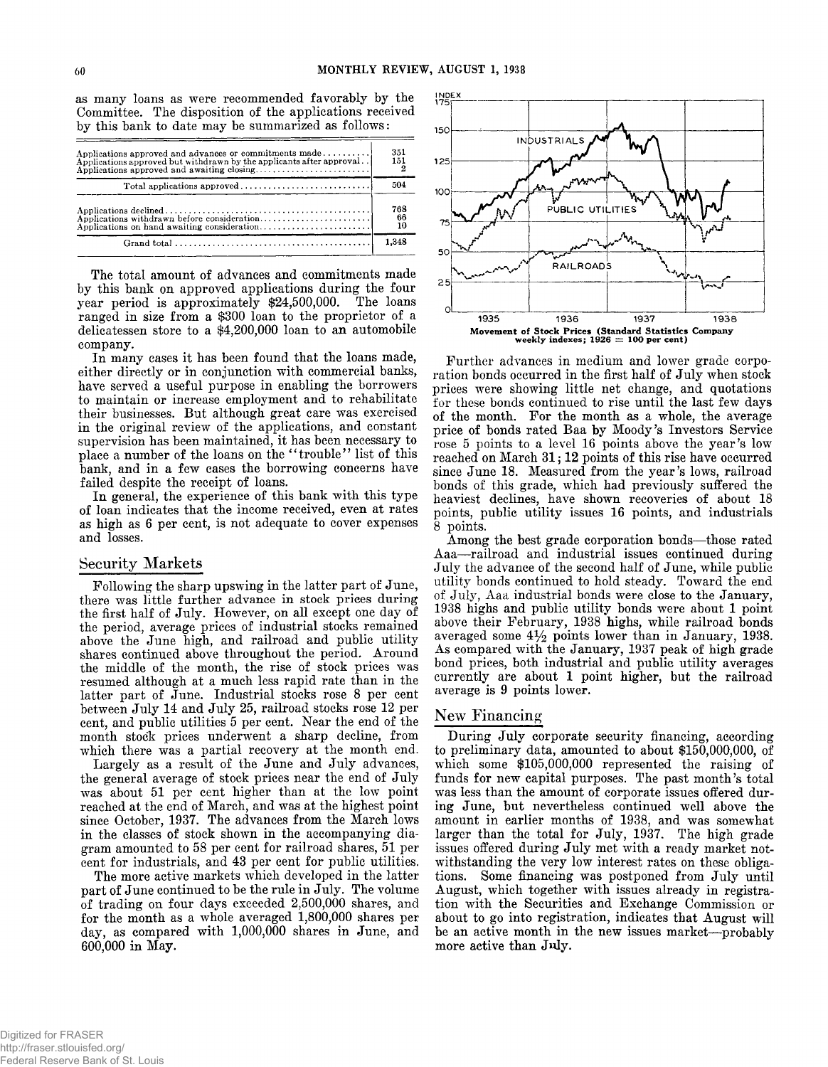as many loans as were recommended favorably by the Committee. The disposition of the applications received by this bank to date may be summarized as follows:

| | |
|---|---|
| Applications approved and advances or commitments made | 351 |
| Applications approved but withdrawn by the applicants after approval | 151 |
| Applications approved and awaiting closing | 2 |
| Total applications approved | 504 |
| Applications declined | 768 |
| Applications withdrawn before consideration | 66 |
| Applications on hand awaiting consideration | 10 |
| Grand total | 1,348 |

The total amount of advances and commitments made by this bank on approved applications during the four year period is approximately $24,500,000. The loans ranged in size from a $300 loan to the proprietor of a delicatessen store to a $4,200,000 loan to an automobile company.

In many cases it has been found that the loans made, either directly or in conjunction with commercial banks, have served a useful purpose in enabling the borrowers to maintain or increase employment and to rehabilitate their businesses. But although great care was exercised in the original review of the applications, and constant supervision has been maintained, it has been necessary to place a number of the loans on the "trouble" list of this bank, and in a few cases the borrowing concerns have failed despite the receipt of loans.

In general, the experience of this bank with this type of loan indicates that the income received, even at rates as high as 6 per cent, is not adequate to cover expenses and losses.

## Security Markets

Following the sharp upswing in the latter part of June, there was little further advance in stock prices during the first half of July. However, on all except one day of the period, average prices of industrial stocks remained above the June high, and railroad and public utility shares continued above throughout the period. Around the middle of the month, the rise of stock prices was resumed although at a much less rapid rate than in the latter part of June. Industrial stocks rose 8 per cent between July 14 and July 25, railroad stocks rose 12 per cent, and public utilities 5 per cent. Near the end of the month stock prices underwent a sharp decline, from which there was a partial recovery at the month end.

Largely as a result of the June and July advances, the general average of stock prices near the end of July was about 51 per cent higher than at the low point reached at the end of March, and was at the highest point since October, 1937. The advances from the March lows in the classes of stock shown in the accompanying diagram amounted to 58 per cent for railroad shares, 51 per cent for industrials, and 43 per cent for public utilities.

The more active markets which developed in the latter part of June continued to be the rule in July. The volume of trading on four days exceeded 2,500,000 shares, and for the month as a whole averaged 1,800,000 shares per day, as compared with 1,000,000 shares in June, and 600,000 in May.

INDEX
175
150
125
100
75
50
25
0
INDUSTRIALS
PUBLIC UTILITIES
RAILROADS
1935
1936
1937
1938

**Movement of Stock Prices (Standard Statistics Company weekly indexes; 1926 = 100 per cent)**

Further advances in medium and lower grade corporation bonds occurred in the first half of July when stock prices were showing little net change, and quotations for these bonds continued to rise until the last few days of the month. For the month as a whole, the average price of bonds rated Baa by Moody's Investors Service rose 5 points to a level 16 points above the year's low reached on March 31; 12 points of this rise have occurred since June 18. Measured from the year's lows, railroad bonds of this grade, which had previously suffered the heaviest declines, have shown recoveries of about 18 points, public utility issues 16 points, and industrials 8 points.

Among the best grade corporation bonds—those rated Aaa—railroad and industrial issues continued during July the advance of the second half of June, while public utility bonds continued to hold steady. Toward the end of July, Aaa industrial bonds were close to the January, 1938 highs and public utility bonds were about 1 point above their February, 1938 highs, while railroad bonds averaged some 4½ points lower than in January, 1938. As compared with the January, 1937 peak of high grade bond prices, both industrial and public utility averages currently are about 1 point higher, but the railroad average is 9 points lower.

## New Financing

During July corporate security financing, according to preliminary data, amounted to about $150,000,000, of which some $105,000,000 represented the raising of funds for new capital purposes. The past month's total was less than the amount of corporate issues offered during June, but nevertheless continued well above the amount in earlier months of 1938, and was somewhat larger than the total for July, 1937. The high grade issues offered during July met with a ready market notwithstanding the very low interest rates on these obligations. Some financing was postponed from July until August, which together with issues already in registration with the Securities and Exchange Commission or about to go into registration, indicates that August will be an active month in the new issues market—probably more active than July.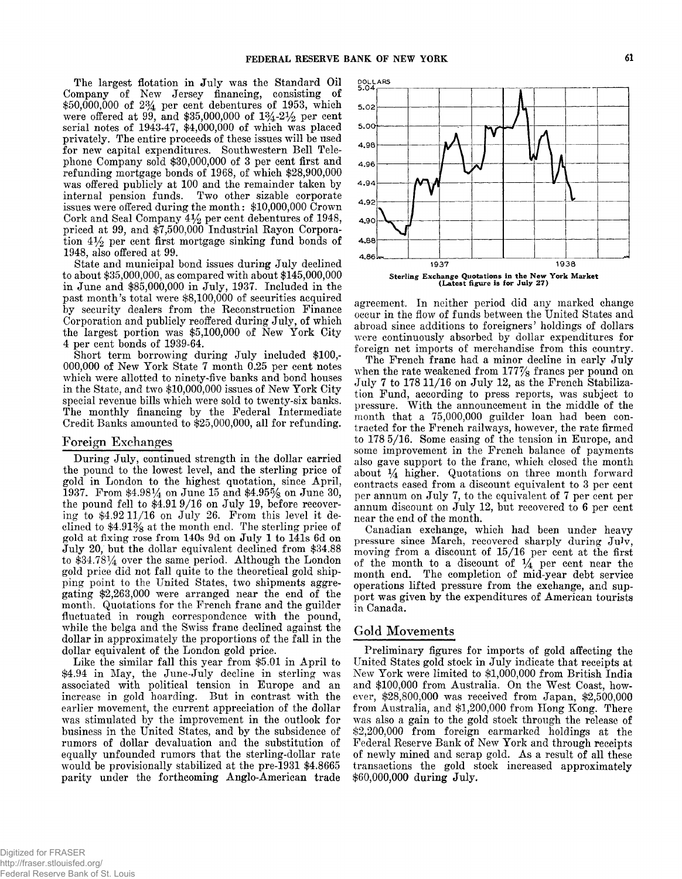The largest flotation in July was the Standard Oil Company of New Jersey financing, consisting of \$50,000,000 of 2¾ per cent debentures of 1953, which were offered at 99, and \$35,000,000 of 1¾-2½ per cent serial notes of 1943-47, \$4,000,000 of which was placed privately. The entire proceeds of these issues will be used for new capital expenditures. Southwestern Bell Telephone Company sold \$30,000,000 of 3 per cent first and refunding mortgage bonds of 1968, of which \$28,900,000 was offered publicly at 100 and the remainder taken by internal pension funds. Two other sizable corporate issues were offered during the month: \$10,000,000 Crown Cork and Seal Company 4½ per cent debentures of 1948, priced at 99, and \$7,500,000 Industrial Rayon Corporation 4½ per cent first mortgage sinking fund bonds of 1948, also offered at 99.

State and municipal bond issues during July declined to about \$35,000,000, as compared with about \$145,000,000 in June and \$85,000,000 in July, 1937. Included in the past month's total were \$8,100,000 of securities acquired by security dealers from the Reconstruction Finance Corporation and publicly reoffered during July, of which the largest portion was \$5,100,000 of New York City 4 per cent bonds of 1939-64.

Short term borrowing during July included \$100,000,000 of New York State 7 month 0.25 per cent notes which were allotted to ninety-five banks and bond houses in the State, and two \$10,000,000 issues of New York City special revenue bills which were sold to twenty-six banks. The monthly financing by the Federal Intermediate Credit Banks amounted to \$25,000,000, all for refunding.

## Foreign Exchanges

During July, continued strength in the dollar carried the pound to the lowest level, and the sterling price of gold in London to the highest quotation, since April, 1937. From \$4.98¼ on June 15 and \$4.95⅝ on June 30, the pound fell to \$4.91 9/16 on July 19, before recovering to \$4.92 11/16 on July 26. From this level it declined to \$4.91⅜ at the month end. The sterling price of gold at fixing rose from 140s 9d on July 1 to 141s 6d on July 20, but the dollar equivalent declined from \$34.88 to \$34.78¼ over the same period. Although the London gold price did not fall quite to the theoretical gold shipping point to the United States, two shipments aggregating \$2,263,000 were arranged near the end of the month. Quotations for the French franc and the guilder fluctuated in rough correspondence with the pound, while the belga and the Swiss franc declined against the dollar in approximately the proportions of the fall in the dollar equivalent of the London gold price.

Like the similar fall this year from \$5.01 in April to \$4.94 in May, the June-July decline in sterling was associated with political tension in Europe and an increase in gold hoarding. But in contrast with the earlier movement, the current appreciation of the dollar was stimulated by the improvement in the outlook for business in the United States, and by the subsidence of rumors of dollar devaluation and the substitution of equally unfounded rumors that the sterling-dollar rate would be provisionally stabilized at the pre-1931 \$4.8665 parity under the forthcoming Anglo-American trade agreement. In neither period did any marked change occur in the flow of funds between the United States and abroad since additions to foreigners' holdings of dollars were continuously absorbed by dollar expenditures for foreign net imports of merchandise from this country.

DOLLARS
5.04
5.02
5.00
4.98
4.96
4.94
4.92
4.90
4.88
4.86
1937
1938

**Sterling Exchange Quotations in the New York Market (Latest figure is for July 27)**

The French franc had a minor decline in early July when the rate weakened from 177⅞ francs per pound on July 7 to 178 11/16 on July 12, as the French Stabilization Fund, according to press reports, was subject to pressure. With the announcement in the middle of the month that a 75,000,000 guilder loan had been contracted for the French railways, however, the rate firmed to 178 5/16. Some easing of the tension in Europe, and some improvement in the French balance of payments also gave support to the franc, which closed the month about ¼ higher. Quotations on three month forward contracts eased from a discount equivalent to 3 per cent per annum on July 7, to the equivalent of 7 per cent per annum discount on July 12, but recovered to 6 per cent near the end of the month.

Canadian exchange, which had been under heavy pressure since March, recovered sharply during July, moving from a discount of 15/16 per cent at the first of the month to a discount of ¼ per cent near the month end. The completion of mid-year debt service operations lifted pressure from the exchange, and support was given by the expenditures of American tourists in Canada.

## Gold Movements

Preliminary figures for imports of gold affecting the United States gold stock in July indicate that receipts at New York were limited to \$1,000,000 from British India and \$100,000 from Australia. On the West Coast, however, \$28,800,000 was received from Japan, \$2,500,000 from Australia, and \$1,200,000 from Hong Kong. There was also a gain to the gold stock through the release of \$2,200,000 from foreign earmarked holdings at the Federal Reserve Bank of New York and through receipts of newly mined and scrap gold. As a result of all these transactions the gold stock increased approximately \$60,000,000 during July.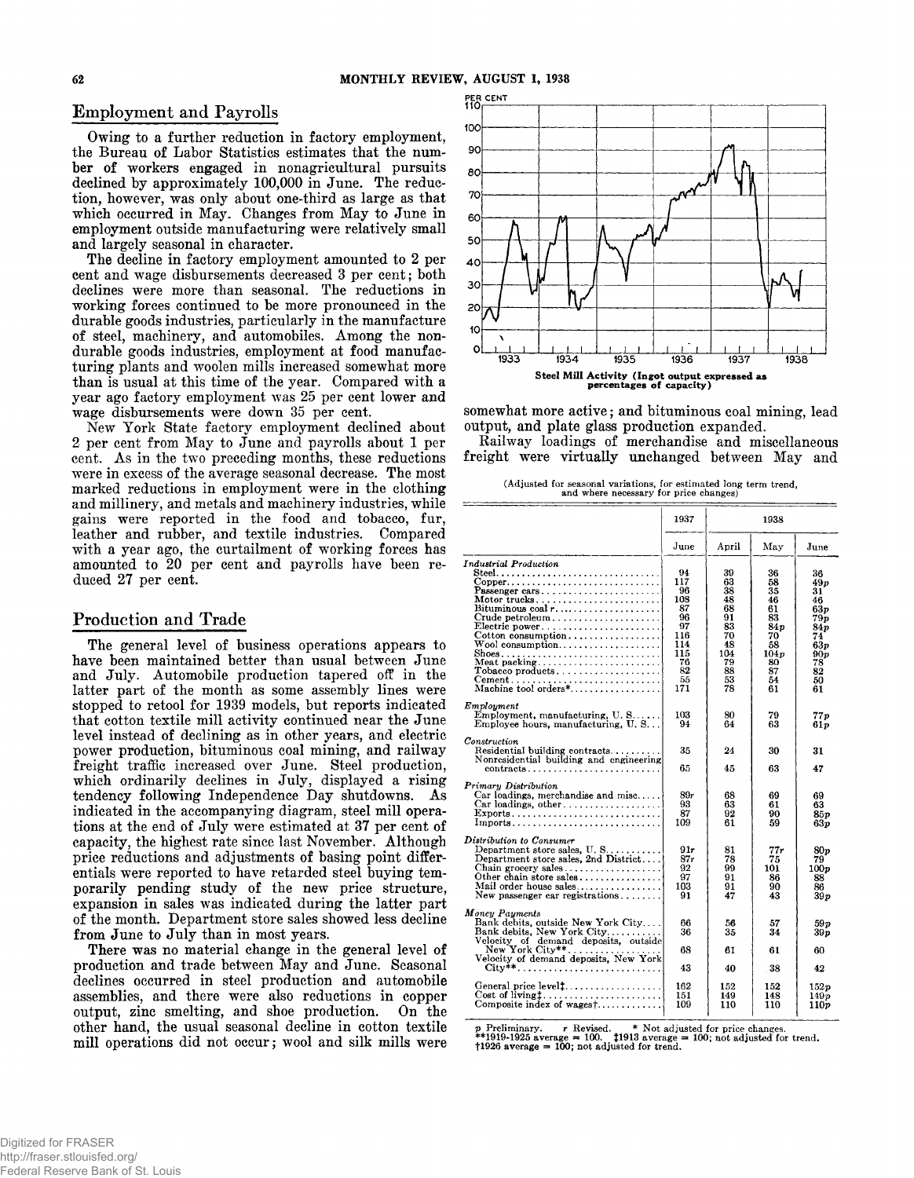## Employment and Payrolls

Owing to a further reduction in factory employment, the Bureau of Labor Statistics estimates that the number of workers engaged in nonagricultural pursuits declined by approximately 100,000 in June. The reduction, however, was only about one-third as large as that which occurred in May. Changes from May to June in employment outside manufacturing were relatively small and largely seasonal in character.

The decline in factory employment amounted to 2 per cent and wage disbursements decreased 3 per cent; both declines were more than seasonal. The reductions in working forces continued to be more pronounced in the durable goods industries, particularly in the manufacture of steel, machinery, and automobiles. Among the nondurable goods industries, employment at food manufacturing plants and woolen mills increased somewhat more than is usual at this time of the year. Compared with a year ago factory employment was 25 per cent lower and wage disbursements were down 35 per cent.

New York State factory employment declined about 2 per cent from May to June and payrolls about 1 per cent. As in the two preceding months, these reductions were in excess of the average seasonal decrease. The most marked reductions in employment were in the clothing and millinery, and metals and machinery industries, while gains were reported in the food and tobacco, fur, leather and rubber, and textile industries. Compared with a year ago, the curtailment of working forces has amounted to 20 per cent and payrolls have been reduced 27 per cent.

## Production and Trade

The general level of business operations appears to have been maintained better than usual between June and July. Automobile production tapered off in the latter part of the month as some assembly lines were stopped to retool for 1939 models, but reports indicated that cotton textile mill activity continued near the June level instead of declining as in other years, and electric power production, bituminous coal mining, and railway freight traffic increased over June. Steel production, which ordinarily declines in July, displayed a rising tendency following Independence Day shutdowns. As indicated in the accompanying diagram, steel mill operations at the end of July were estimated at 37 per cent of capacity, the highest rate since last November. Although price reductions and adjustments of basing point differentials were reported to have retarded steel buying temporarily pending study of the new price structure, expansion in sales was indicated during the latter part of the month. Department store sales showed less decline from June to July than in most years.

There was no material change in the general level of production and trade between May and June. Seasonal declines occurred in steel production and automobile assemblies, and there were also reductions in copper output, zinc smelting, and shoe production. On the other hand, the usual seasonal decline in cotton textile mill operations did not occur; wool and silk mills were somewhat more active; and bituminous coal mining, lead output, and plate glass production expanded.

Railway loadings of merchandise and miscellaneous freight were virtually unchanged between May and

PER CENT
110
100
90
80
70
60
50
40
30
20
10
0
1933 1934 1935 1936 1937 1938

**Steel Mill Activity (Ingot output expressed as percentages of capacity)**

(Adjusted for seasonal variations, for estimated long term trend, and where necessary for price changes)

| | 1937 | 1938 | | |
|---|---|---|---|---|
| | June | April | May | June |
| *Industrial Production* | | | | |
| Steel | 94 | 39 | 36 | 36 |
| Copper | 117 | 63 | 58 | 49p |
| Passenger cars | 96 | 38 | 35 | 31 |
| Motor trucks | 108 | 48 | 46 | 46 |
| Bituminous coal r | 87 | 68 | 61 | 63p |
| Crude petroleum | 96 | 91 | 83 | 79p |
| Electric power | 97 | 83 | 84p | 84p |
| Cotton consumption | 116 | 70 | 70 | 74 |
| Wool consumption | 114 | 48 | 58 | 63p |
| Shoes | 115 | 104 | 104p | 90p |
| Meat packing | 76 | 79 | 80 | 78 |
| Tobacco products | 82 | 88 | 87 | 82 |
| Cement | 55 | 53 | 54 | 50 |
| Machine tool orders* | 171 | 78 | 61 | 61 |
| *Employment* | | | | |
| Employment, manufacturing, U. S. | 103 | 80 | 79 | 77p |
| Employee hours, manufacturing, U. S. | 94 | 64 | 63 | 61p |
| *Construction* | | | | |
| Residential building contracts | 35 | 24 | 30 | 31 |
| Nonresidential building and engineering contracts | 65 | 45 | 63 | 47 |
| *Primary Distribution* | | | | |
| Car loadings, merchandise and misc. | 89r | 68 | 69 | 69 |
| Car loadings, other | 93 | 63 | 61 | 63 |
| Exports | 87 | 92 | 90 | 85p |
| Imports | 109 | 61 | 59 | 63p |
| *Distribution to Consumer* | | | | |
| Department store sales, U. S. | 91r | 81 | 77r | 80p |
| Department store sales, 2nd District | 87r | 78 | 75 | 79 |
| Chain grocery sales | 92 | 99 | 101 | 100p |
| Other chain store sales | 97 | 91 | 86 | 88 |
| Mail order house sales | 103 | 91 | 90 | 86 |
| New passenger car registrations | 91 | 47 | 43 | 39p |
| *Money Payments* | | | | |
| Bank debits, outside New York City | 66 | 56 | 57 | 59p |
| Bank debits, New York City | 36 | 35 | 34 | 39p |
| Velocity of demand deposits, outside New York City** | 68 | 61 | 61 | 60 |
| Velocity of demand deposits, New York City** | 43 | 40 | 38 | 42 |
| General price level‡ | 162 | 152 | 152 | 152p |
| Cost of living‡ | 151 | 149 | 148 | 149p |
| Composite index of wages† | 109 | 110 | 110 | 110p |

p Preliminary. r Revised. * Not adjusted for price changes.
**1919-1925 average = 100. ‡1913 average = 100; not adjusted for trend.
†1926 average = 100; not adjusted for trend.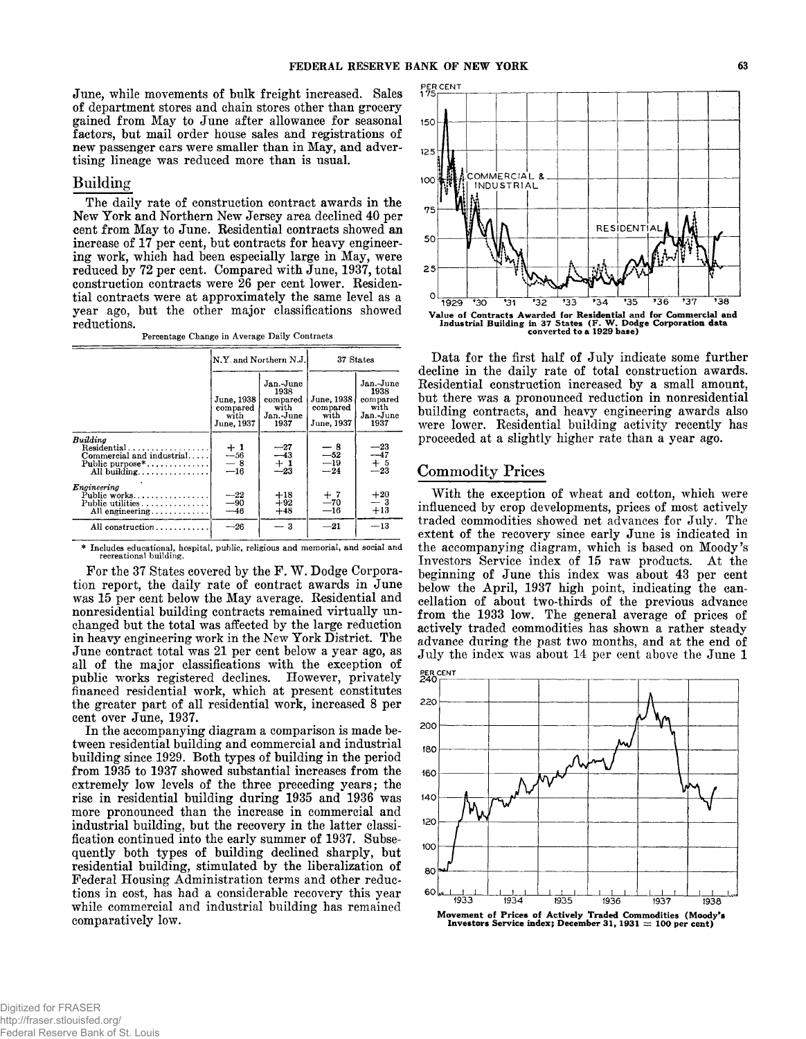June, while movements of bulk freight increased. Sales of department stores and chain stores other than grocery gained from May to June after allowance for seasonal factors, but mail order house sales and registrations of new passenger cars were smaller than in May, and advertising lineage was reduced more than is usual.

## Building

The daily rate of construction contract awards in the New York and Northern New Jersey area declined 40 per cent from May to June. Residential contracts showed an increase of 17 per cent, but contracts for heavy engineering work, which had been especially large in May, were reduced by 72 per cent. Compared with June, 1937, total construction contracts were 26 per cent lower. Residential contracts were at approximately the same level as a year ago, but the other major classifications showed reductions.

Percentage Change in Average Daily Contracts

| | N.Y. and Northern N.J. | | 37 States | |
|---|---|---|---|---|
| | June, 1938 compared with June, 1937 | Jan.-June 1938 compared with Jan.-June 1937 | June, 1938 compared with June, 1937 | Jan.-June 1938 compared with Jan.-June 1937 |
| *Building* | | | | |
| Residential | + 1 | −27 | − 8 | −23 |
| Commercial and industrial | −56 | −43 | −52 | −47 |
| Public purpose* | − 8 | + 1 | −19 | + 5 |
| All building | −16 | −23 | −24 | −23 |
| *Engineering* | | | | |
| Public works | −22 | +18 | + 7 | +20 |
| Public utilities | −90 | +92 | −70 | − 3 |
| All engineering | −46 | +48 | −16 | +13 |
| All construction | −26 | − 3 | −21 | −13 |

\* Includes educational, hospital, public, religious and memorial, and social and recreational building.

For the 37 States covered by the F. W. Dodge Corporation report, the daily rate of contract awards in June was 15 per cent below the May average. Residential and nonresidential building contracts remained virtually unchanged but the total was affected by the large reduction in heavy engineering work in the New York District. The June contract total was 21 per cent below a year ago, as all of the major classifications with the exception of public works registered declines. However, privately financed residential work, which at present constitutes the greater part of all residential work, increased 8 per cent over June, 1937.

In the accompanying diagram a comparison is made between residential building and commercial and industrial building since 1929. Both types of building in the period from 1935 to 1937 showed substantial increases from the extremely low levels of the three preceding years; the rise in residential building during 1935 and 1936 was more pronounced than the increase in commercial and industrial building, but the recovery in the latter classification continued into the early summer of 1937. Subsequently both types of building declined sharply, but residential building, stimulated by the liberalization of Federal Housing Administration terms and other reductions in cost, has had a considerable recovery this year while commercial and industrial building has remained comparatively low.

PER CENT
175
150
125
100
75
50
25
0
1929 '30 '31 '32 '33 '34 '35 '36 '37 '38
COMMERCIAL & INDUSTRIAL
RESIDENTIAL

Value of Contracts Awarded for Residential and for Commercial and Industrial Building in 37 States (F. W. Dodge Corporation data converted to a 1929 base)

Data for the first half of July indicate some further decline in the daily rate of total construction awards. Residential construction increased by a small amount, but there was a pronounced reduction in nonresidential building contracts, and heavy engineering awards also were lower. Residential building activity recently has proceeded at a slightly higher rate than a year ago.

## Commodity Prices

With the exception of wheat and cotton, which were influenced by crop developments, prices of most actively traded commodities showed net advances for July. The extent of the recovery since early June is indicated in the accompanying diagram, which is based on Moody's Investors Service index of 15 raw products. At the beginning of June this index was about 43 per cent below the April, 1937 high point, indicating the cancellation of about two-thirds of the previous advance from the 1933 low. The general average of prices of actively traded commodities has shown a rather steady advance during the past two months, and at the end of July the index was about 14 per cent above the June 1

PER CENT
240
220
200
180
160
140
120
100
80
60
1933 1934 1935 1936 1937 1938

Movement of Prices of Actively Traded Commodities (Moody's Investors Service index; December 31, 1931 = 100 per cent)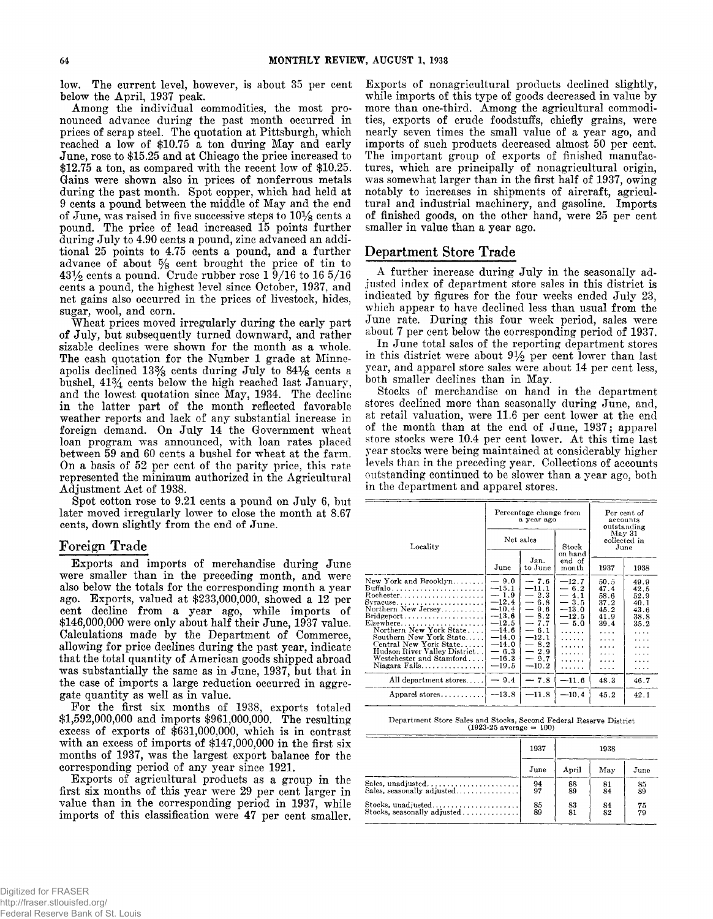low. The current level, however, is about 35 per cent below the April, 1937 peak.

Among the individual commodities, the most pronounced advance during the past month occurred in prices of scrap steel. The quotation at Pittsburgh, which reached a low of $10.75 a ton during May and early June, rose to $15.25 and at Chicago the price increased to $12.75 a ton, as compared with the recent low of $10.25. Gains were shown also in prices of nonferrous metals during the past month. Spot copper, which had held at 9 cents a pound between the middle of May and the end of June, was raised in five successive steps to 10⅛ cents a pound. The price of lead increased 15 points further during July to 4.90 cents a pound, zinc advanced an additional 25 points to 4.75 cents a pound, and a further advance of about ⅝ cent brought the price of tin to 43½ cents a pound. Crude rubber rose 1 9/16 to 16 5/16 cents a pound, the highest level since October, 1937, and net gains also occurred in the prices of livestock, hides, sugar, wool, and corn.

Wheat prices moved irregularly during the early part of July, but subsequently turned downward, and rather sizable declines were shown for the month as a whole. The cash quotation for the Number 1 grade at Minneapolis declined 13⅜ cents during July to 84⅛ cents a bushel, 41¾ cents below the high reached last January, and the lowest quotation since May, 1934. The decline in the latter part of the month reflected favorable weather reports and lack of any substantial increase in foreign demand. On July 14 the Government wheat loan program was announced, with loan rates placed between 59 and 60 cents a bushel for wheat at the farm. On a basis of 52 per cent of the parity price, this rate represented the minimum authorized in the Agricultural Adjustment Act of 1938.

Spot cotton rose to 9.21 cents a pound on July 6, but later moved irregularly lower to close the month at 8.67 cents, down slightly from the end of June.

## Foreign Trade

Exports and imports of merchandise during June were smaller than in the preceding month, and were also below the totals for the corresponding month a year ago. Exports, valued at $233,000,000, showed a 12 per cent decline from a year ago, while imports of $146,000,000 were only about half their June, 1937 value. Calculations made by the Department of Commerce, allowing for price declines during the past year, indicate that the total quantity of American goods shipped abroad was substantially the same as in June, 1937, but that in the case of imports a large reduction occurred in aggregate quantity as well as in value.

For the first six months of 1938, exports totaled $1,592,000,000 and imports $961,000,000. The resulting excess of exports of $631,000,000, which is in contrast with an excess of imports of $147,000,000 in the first six months of 1937, was the largest export balance for the corresponding period of any year since 1921.

Exports of agricultural products as a group in the first six months of this year were 29 per cent larger in value than in the corresponding period in 1937, while imports of this classification were 47 per cent smaller. Exports of nonagricultural products declined slightly, while imports of this type of goods decreased in value by more than one-third. Among the agricultural commodities, exports of crude foodstuffs, chiefly grains, were nearly seven times the small value of a year ago, and imports of such products decreased almost 50 per cent. The important group of exports of finished manufactures, which are principally of nonagricultural origin, was somewhat larger than in the first half of 1937, owing notably to increases in shipments of aircraft, agricultural and industrial machinery, and gasoline. Imports of finished goods, on the other hand, were 25 per cent smaller in value than a year ago.

## Department Store Trade

A further increase during July in the seasonally adjusted index of department store sales in this district is indicated by figures for the four weeks ended July 23, which appear to have declined less than usual from the June rate. During this four week period, sales were about 7 per cent below the corresponding period of 1937.

In June total sales of the reporting department stores in this district were about 9½ per cent lower than last year, and apparel store sales were about 14 per cent less, both smaller declines than in May.

Stocks of merchandise on hand in the department stores declined more than seasonally during June, and, at retail valuation, were 11.6 per cent lower at the end of the month than at the end of June, 1937; apparel store stocks were 10.4 per cent lower. At this time last year stocks were being maintained at considerably higher levels than in the preceding year. Collections of accounts outstanding continued to be slower than a year ago, both in the department and apparel stores.

| Locality | Percentage change from a year ago | | | Per cent of accounts outstanding May 31 collected in June | |
|---|---|---|---|---|---|
| | Net sales | | Stock on hand end of month | | |
| | June | Jan. to June | | 1937 | 1938 |
| New York and Brooklyn | − 9.0 | − 7.6 | −12.7 | 50.5 | 49.9 |
| Buffalo | −15.1 | −11.1 | − 6.2 | 47.4 | 42.5 |
| Rochester | − 1.9 | − 2.3 | − 4.1 | 58.6 | 52.9 |
| Syracuse | −12.4 | − 6.8 | − 3.5 | 37.2 | 40.1 |
| Northern New Jersey | −10.4 | − 9.6 | −13.0 | 45.2 | 43.6 |
| Bridgeport | −13.6 | − 8.2 | −12.5 | 41.9 | 38.8 |
| Elsewhere | −12.5 | − 7.7 | − 5.0 | 39.4 | 35.2 |
| Northern New York State | −14.6 | − 6.1 | ...... | .... | .... |
| Southern New York State | −14.0 | −12.1 | ...... | .... | .... |
| Central New York State | −14.0 | − 8.2 | ...... | .... | .... |
| Hudson River Valley District | − 6.3 | − 2.9 | ...... | .... | .... |
| Westchester and Stamford | −16.3 | − 9.7 | ...... | .... | .... |
| Niagara Falls | −19.5 | −10.2 | ...... | .... | .... |
| All department stores | − 9.4 | − 7.8 | −11.6 | 48.3 | 46.7 |
| Apparel stores | −13.8 | −11.8 | −10.4 | 45.2 | 42.1 |

Department Store Sales and Stocks, Second Federal Reserve District (1923-25 average = 100)

| | 1937 | 1938 | | |
|---|---|---|---|---|
| | June | April | May | June |
| Sales, unadjusted | 94 | 88 | 81 | 85 |
| Sales, seasonally adjusted | 97 | 89 | 84 | 89 |
| Stocks, unadjusted | 85 | 83 | 84 | 75 |
| Stocks, seasonally adjusted | 89 | 81 | 82 | 79 |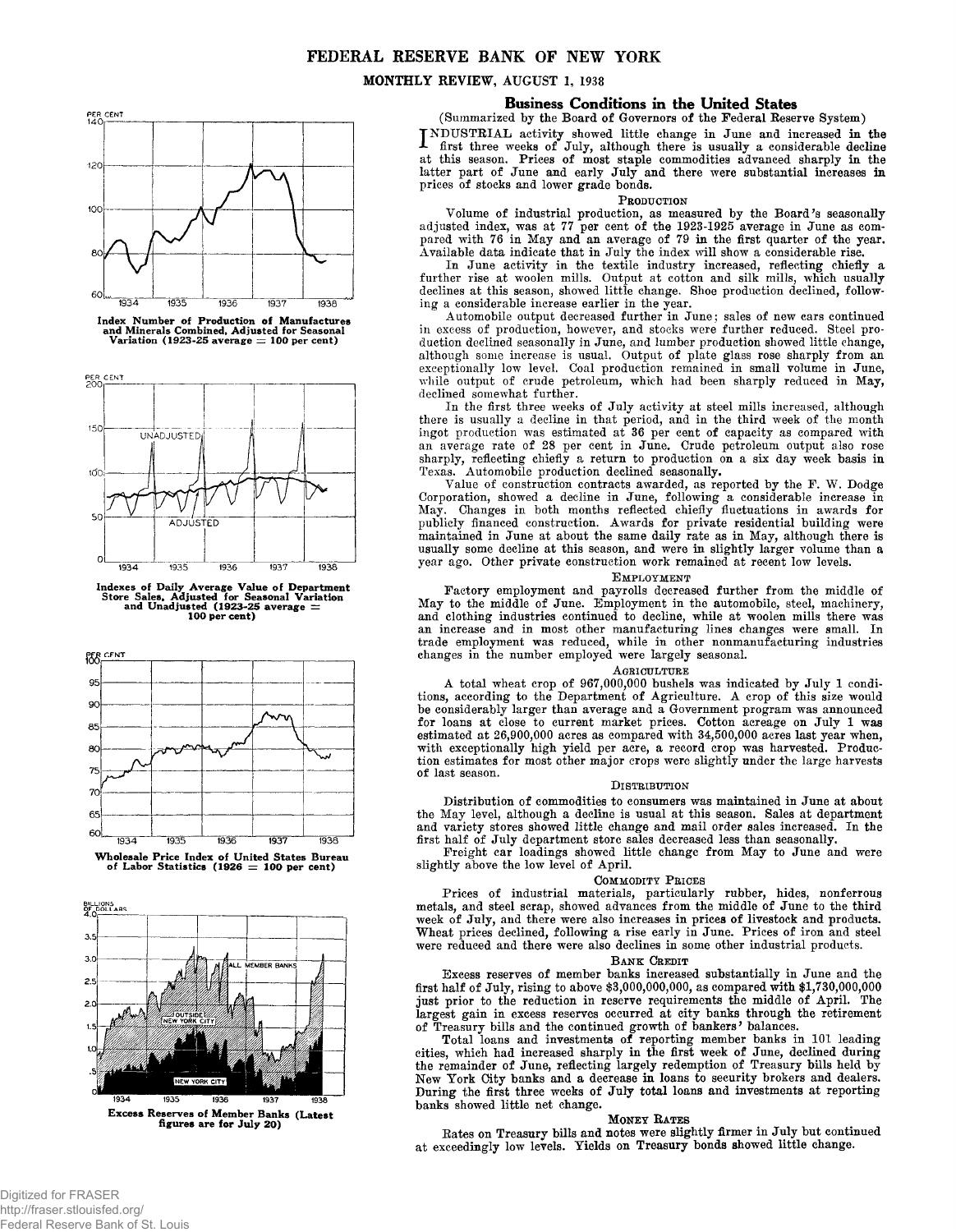# FEDERAL RESERVE BANK OF NEW YORK

MONTHLY REVIEW, AUGUST 1, 1938

PER CENT
140
120
100
80
60
1934 1935 1936 1937 1938

Index Number of Production of Manufactures and Minerals Combined, Adjusted for Seasonal Variation (1923-25 average = 100 per cent)

PER CENT
200
150
100
50
0
UNADJUSTED
ADJUSTED
1934 1935 1936 1937 1938

Indexes of Daily Average Value of Department Store Sales, Adjusted for Seasonal Variation and Unadjusted (1923-25 average = 100 per cent)

PER CENT
100
95
90
85
80
75
70
65
60
1934 1935 1936 1937 1938

Wholesale Price Index of United States Bureau of Labor Statistics (1926 = 100 per cent)

BILLIONS OF DOLLARS
4.0
3.5
3.0
2.5
2.0
1.5
1.0
.5
0
ALL MEMBER BANKS
OUTSIDE NEW YORK CITY
NEW YORK CITY
1934 1935 1936 1937 1938

Excess Reserves of Member Banks (Latest figures are for July 20)

## Business Conditions in the United States

(Summarized by the Board of Governors of the Federal Reserve System)

INDUSTRIAL activity showed little change in June and increased in the first three weeks of July, although there is usually a considerable decline at this season. Prices of most staple commodities advanced sharply in the latter part of June and early July and there were substantial increases in prices of stocks and lower grade bonds.

### Production

Volume of industrial production, as measured by the Board's seasonally adjusted index, was at 77 per cent of the 1923-1925 average in June as compared with 76 in May and an average of 79 in the first quarter of the year. Available data indicate that in July the index will show a considerable rise.

In June activity in the textile industry increased, reflecting chiefly a further rise at woolen mills. Output at cotton and silk mills, which usually declines at this season, showed little change. Shoe production declined, following a considerable increase earlier in the year.

Automobile output decreased further in June; sales of new cars continued in excess of production, however, and stocks were further reduced. Steel production declined seasonally in June, and lumber production showed little change, although some increase is usual. Output of plate glass rose sharply from an exceptionally low level. Coal production remained in small volume in June, while output of crude petroleum, which had been sharply reduced in May, declined somewhat further.

In the first three weeks of July activity at steel mills increased, although there is usually a decline in that period, and in the third week of the month ingot production was estimated at 36 per cent of capacity as compared with an average rate of 28 per cent in June. Crude petroleum output also rose sharply, reflecting chiefly a return to production on a six day week basis in Texas. Automobile production declined seasonally.

Value of construction contracts awarded, as reported by the F. W. Dodge Corporation, showed a decline in June, following a considerable increase in May. Changes in both months reflected chiefly fluctuations in awards for publicly financed construction. Awards for private residential building were maintained in June at about the same daily rate as in May, although there is usually some decline at this season, and were in slightly larger volume than a year ago. Other private construction work remained at recent low levels.

### Employment

Factory employment and payrolls decreased further from the middle of May to the middle of June. Employment in the automobile, steel, machinery, and clothing industries continued to decline, while at woolen mills there was an increase and in most other manufacturing lines changes were small. In trade employment was reduced, while in other nonmanufacturing industries changes in the number employed were largely seasonal.

### Agriculture

A total wheat crop of 967,000,000 bushels was indicated by July 1 conditions, according to the Department of Agriculture. A crop of this size would be considerably larger than average and a Government program was announced for loans at close to current market prices. Cotton acreage on July 1 was estimated at 26,900,000 acres as compared with 34,500,000 acres last year when, with exceptionally high yield per acre, a record crop was harvested. Production estimates for most other major crops were slightly under the large harvests of last season.

### Distribution

Distribution of commodities to consumers was maintained in June at about the May level, although a decline is usual at this season. Sales at department and variety stores showed little change and mail order sales increased. In the first half of July department store sales decreased less than seasonally.

Freight car loadings showed little change from May to June and were slightly above the low level of April.

### Commodity Prices

Prices of industrial materials, particularly rubber, hides, nonferrous metals, and steel scrap, showed advances from the middle of June to the third week of July, and there were also increases in prices of livestock and products. Wheat prices declined, following a rise early in June. Prices of iron and steel were reduced and there were also declines in some other industrial products.

### Bank Credit

Excess reserves of member banks increased substantially in June and the first half of July, rising to above $3,000,000,000, as compared with $1,730,000,000 just prior to the reduction in reserve requirements the middle of April. The largest gain in excess reserves occurred at city banks through the retirement of Treasury bills and the continued growth of bankers' balances.

Total loans and investments of reporting member banks in 101 leading cities, which had increased sharply in the first week of June, declined during the remainder of June, reflecting largely redemption of Treasury bills held by New York City banks and a decrease in loans to security brokers and dealers. During the first three weeks of July total loans and investments at reporting banks showed little net change.

### Money Rates

Rates on Treasury bills and notes were slightly firmer in July but continued at exceedingly low levels. Yields on Treasury bonds showed little change.